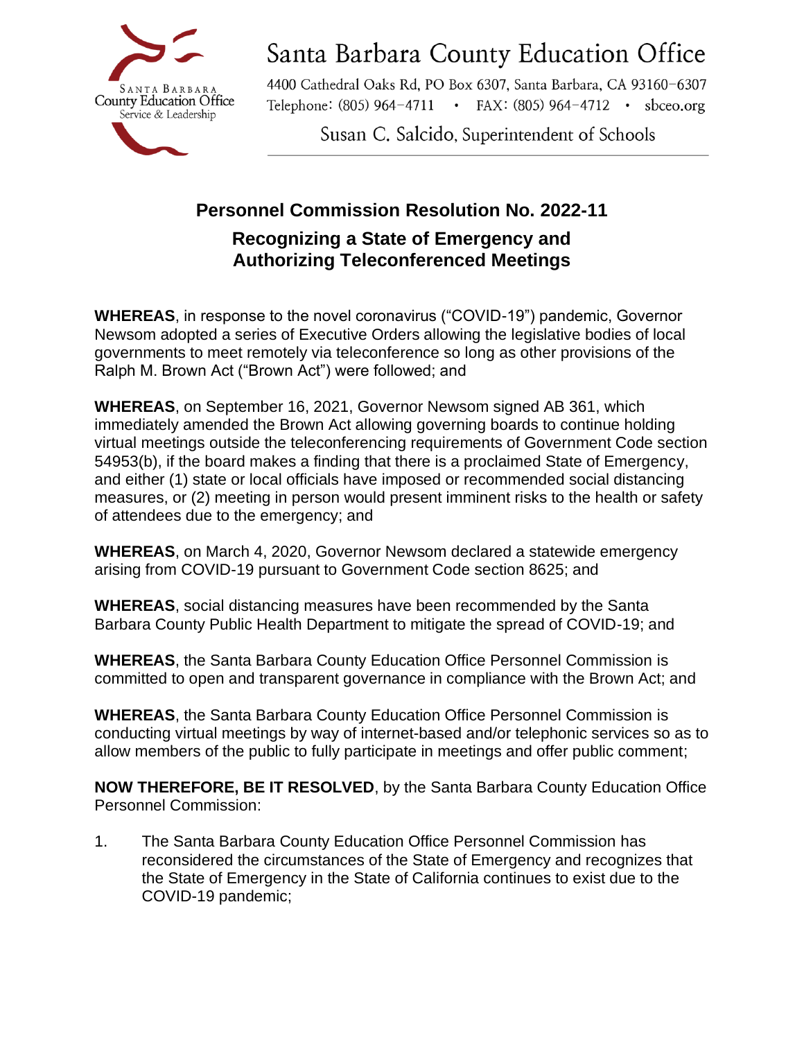Santa Barbara County Education Office

4400 Cathedral Oaks Rd, PO Box 6307, Santa Barbara, CA 93160-6307
Telephone: (805) 964-4711 • FAX: (805) 964-4712 • sbceo.org

Susan C. Salcido, Superintendent of Schools

## Personnel Commission Resolution No. 2022-11

### Recognizing a State of Emergency and Authorizing Teleconferenced Meetings

**WHEREAS**, in response to the novel coronavirus ("COVID-19") pandemic, Governor Newsom adopted a series of Executive Orders allowing the legislative bodies of local governments to meet remotely via teleconference so long as other provisions of the Ralph M. Brown Act ("Brown Act") were followed; and

**WHEREAS**, on September 16, 2021, Governor Newsom signed AB 361, which immediately amended the Brown Act allowing governing boards to continue holding virtual meetings outside the teleconferencing requirements of Government Code section 54953(b), if the board makes a finding that there is a proclaimed State of Emergency, and either (1) state or local officials have imposed or recommended social distancing measures, or (2) meeting in person would present imminent risks to the health or safety of attendees due to the emergency; and

**WHEREAS**, on March 4, 2020, Governor Newsom declared a statewide emergency arising from COVID-19 pursuant to Government Code section 8625; and

**WHEREAS**, social distancing measures have been recommended by the Santa Barbara County Public Health Department to mitigate the spread of COVID-19; and

**WHEREAS**, the Santa Barbara County Education Office Personnel Commission is committed to open and transparent governance in compliance with the Brown Act; and

**WHEREAS**, the Santa Barbara County Education Office Personnel Commission is conducting virtual meetings by way of internet-based and/or telephonic services so as to allow members of the public to fully participate in meetings and offer public comment;

**NOW THEREFORE, BE IT RESOLVED**, by the Santa Barbara County Education Office Personnel Commission:

1. The Santa Barbara County Education Office Personnel Commission has reconsidered the circumstances of the State of Emergency and recognizes that the State of Emergency in the State of California continues to exist due to the COVID-19 pandemic;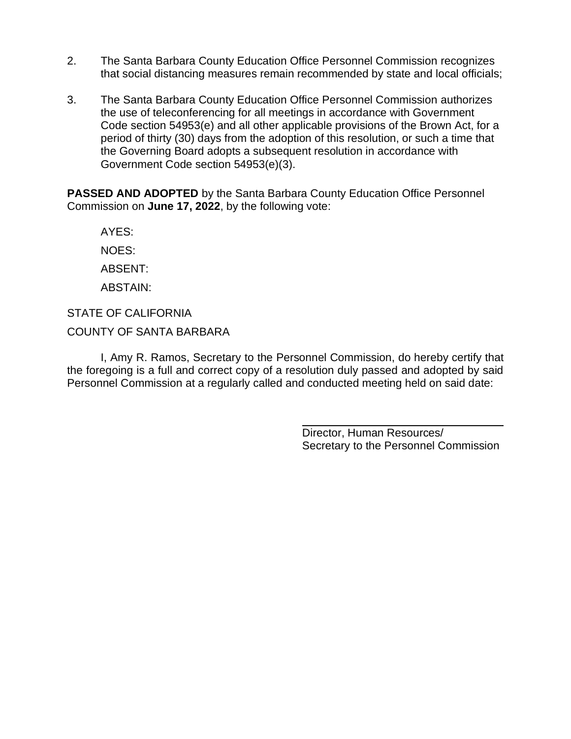2. The Santa Barbara County Education Office Personnel Commission recognizes that social distancing measures remain recommended by state and local officials;

3. The Santa Barbara County Education Office Personnel Commission authorizes the use of teleconferencing for all meetings in accordance with Government Code section 54953(e) and all other applicable provisions of the Brown Act, for a period of thirty (30) days from the adoption of this resolution, or such a time that the Governing Board adopts a subsequent resolution in accordance with Government Code section 54953(e)(3).

**PASSED AND ADOPTED** by the Santa Barbara County Education Office Personnel Commission on **June 17, 2022**, by the following vote:

AYES:

NOES:

ABSENT:

ABSTAIN:

STATE OF CALIFORNIA

COUNTY OF SANTA BARBARA

I, Amy R. Ramos, Secretary to the Personnel Commission, do hereby certify that the foregoing is a full and correct copy of a resolution duly passed and adopted by said Personnel Commission at a regularly called and conducted meeting held on said date:

Director, Human Resources/
Secretary to the Personnel Commission